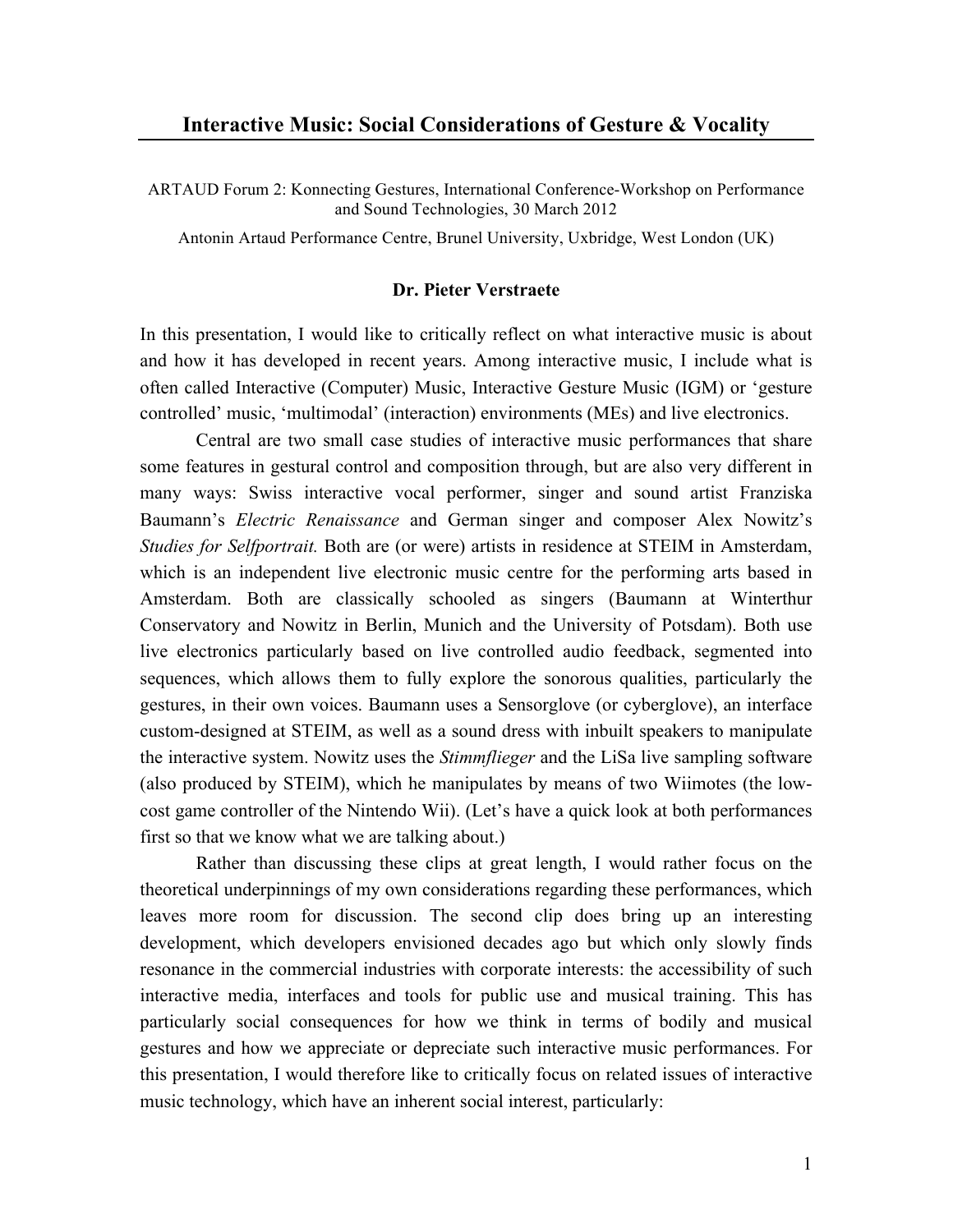# Interactive Music: Social Considerations of Gesture & Vocality

ARTAUD Forum 2: Konnecting Gestures, International Conference-Workshop on Performance and Sound Technologies, 30 March 2012

Antonin Artaud Performance Centre, Brunel University, Uxbridge, West London (UK)

**Dr. Pieter Verstraete**

In this presentation, I would like to critically reflect on what interactive music is about and how it has developed in recent years. Among interactive music, I include what is often called Interactive (Computer) Music, Interactive Gesture Music (IGM) or 'gesture controlled' music, 'multimodal' (interaction) environments (MEs) and live electronics.

Central are two small case studies of interactive music performances that share some features in gestural control and composition through, but are also very different in many ways: Swiss interactive vocal performer, singer and sound artist Franziska Baumann's *Electric Renaissance* and German singer and composer Alex Nowitz's *Studies for Selfportrait.* Both are (or were) artists in residence at STEIM in Amsterdam, which is an independent live electronic music centre for the performing arts based in Amsterdam. Both are classically schooled as singers (Baumann at Winterthur Conservatory and Nowitz in Berlin, Munich and the University of Potsdam). Both use live electronics particularly based on live controlled audio feedback, segmented into sequences, which allows them to fully explore the sonorous qualities, particularly the gestures, in their own voices. Baumann uses a Sensorglove (or cyberglove), an interface custom-designed at STEIM, as well as a sound dress with inbuilt speakers to manipulate the interactive system. Nowitz uses the *Stimmflieger* and the LiSa live sampling software (also produced by STEIM), which he manipulates by means of two Wiimotes (the low-cost game controller of the Nintendo Wii). (Let's have a quick look at both performances first so that we know what we are talking about.)

Rather than discussing these clips at great length, I would rather focus on the theoretical underpinnings of my own considerations regarding these performances, which leaves more room for discussion. The second clip does bring up an interesting development, which developers envisioned decades ago but which only slowly finds resonance in the commercial industries with corporate interests: the accessibility of such interactive media, interfaces and tools for public use and musical training. This has particularly social consequences for how we think in terms of bodily and musical gestures and how we appreciate or depreciate such interactive music performances. For this presentation, I would therefore like to critically focus on related issues of interactive music technology, which have an inherent social interest, particularly: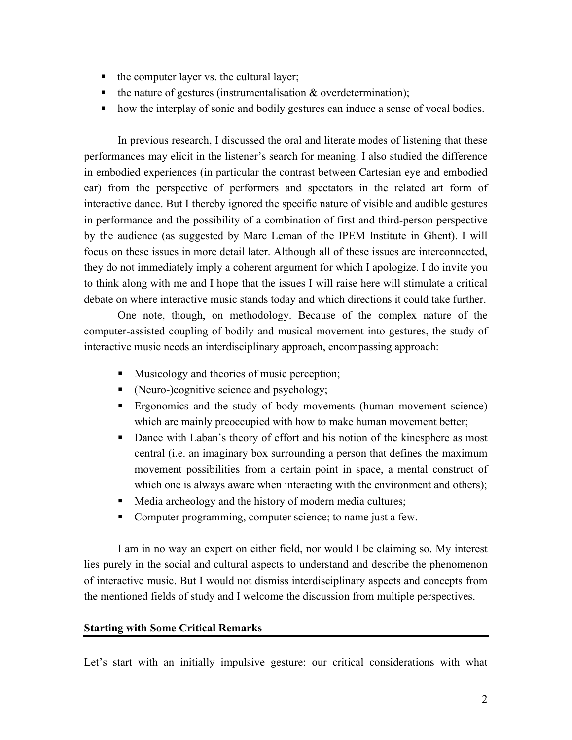- the computer layer vs. the cultural layer;
- the nature of gestures (instrumentalisation & overdetermination);
- how the interplay of sonic and bodily gestures can induce a sense of vocal bodies.

In previous research, I discussed the oral and literate modes of listening that these performances may elicit in the listener's search for meaning. I also studied the difference in embodied experiences (in particular the contrast between Cartesian eye and embodied ear) from the perspective of performers and spectators in the related art form of interactive dance. But I thereby ignored the specific nature of visible and audible gestures in performance and the possibility of a combination of first and third-person perspective by the audience (as suggested by Marc Leman of the IPEM Institute in Ghent). I will focus on these issues in more detail later. Although all of these issues are interconnected, they do not immediately imply a coherent argument for which I apologize. I do invite you to think along with me and I hope that the issues I will raise here will stimulate a critical debate on where interactive music stands today and which directions it could take further.

One note, though, on methodology. Because of the complex nature of the computer-assisted coupling of bodily and musical movement into gestures, the study of interactive music needs an interdisciplinary approach, encompassing approach:

- Musicology and theories of music perception;
- (Neuro-)cognitive science and psychology;
- Ergonomics and the study of body movements (human movement science) which are mainly preoccupied with how to make human movement better;
- Dance with Laban's theory of effort and his notion of the kinesphere as most central (i.e. an imaginary box surrounding a person that defines the maximum movement possibilities from a certain point in space, a mental construct of which one is always aware when interacting with the environment and others);
- Media archeology and the history of modern media cultures;
- Computer programming, computer science; to name just a few.

I am in no way an expert on either field, nor would I be claiming so. My interest lies purely in the social and cultural aspects to understand and describe the phenomenon of interactive music. But I would not dismiss interdisciplinary aspects and concepts from the mentioned fields of study and I welcome the discussion from multiple perspectives.

## Starting with Some Critical Remarks

Let's start with an initially impulsive gesture: our critical considerations with what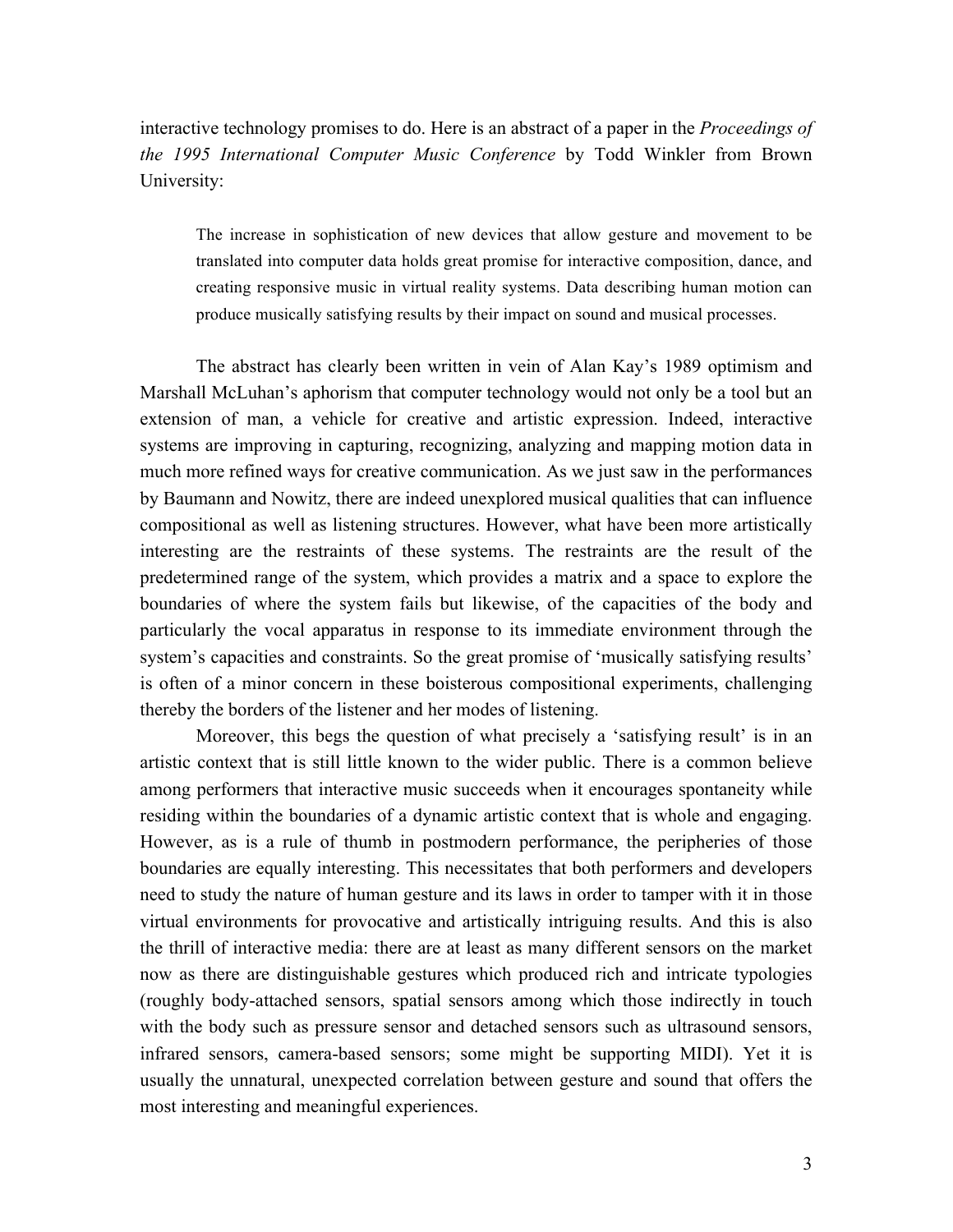interactive technology promises to do. Here is an abstract of a paper in the *Proceedings of the 1995 International Computer Music Conference* by Todd Winkler from Brown University:

> The increase in sophistication of new devices that allow gesture and movement to be translated into computer data holds great promise for interactive composition, dance, and creating responsive music in virtual reality systems. Data describing human motion can produce musically satisfying results by their impact on sound and musical processes.

The abstract has clearly been written in vein of Alan Kay's 1989 optimism and Marshall McLuhan's aphorism that computer technology would not only be a tool but an extension of man, a vehicle for creative and artistic expression. Indeed, interactive systems are improving in capturing, recognizing, analyzing and mapping motion data in much more refined ways for creative communication. As we just saw in the performances by Baumann and Nowitz, there are indeed unexplored musical qualities that can influence compositional as well as listening structures. However, what have been more artistically interesting are the restraints of these systems. The restraints are the result of the predetermined range of the system, which provides a matrix and a space to explore the boundaries of where the system fails but likewise, of the capacities of the body and particularly the vocal apparatus in response to its immediate environment through the system's capacities and constraints. So the great promise of 'musically satisfying results' is often of a minor concern in these boisterous compositional experiments, challenging thereby the borders of the listener and her modes of listening.

Moreover, this begs the question of what precisely a 'satisfying result' is in an artistic context that is still little known to the wider public. There is a common believe among performers that interactive music succeeds when it encourages spontaneity while residing within the boundaries of a dynamic artistic context that is whole and engaging. However, as is a rule of thumb in postmodern performance, the peripheries of those boundaries are equally interesting. This necessitates that both performers and developers need to study the nature of human gesture and its laws in order to tamper with it in those virtual environments for provocative and artistically intriguing results. And this is also the thrill of interactive media: there are at least as many different sensors on the market now as there are distinguishable gestures which produced rich and intricate typologies (roughly body-attached sensors, spatial sensors among which those indirectly in touch with the body such as pressure sensor and detached sensors such as ultrasound sensors, infrared sensors, camera-based sensors; some might be supporting MIDI). Yet it is usually the unnatural, unexpected correlation between gesture and sound that offers the most interesting and meaningful experiences.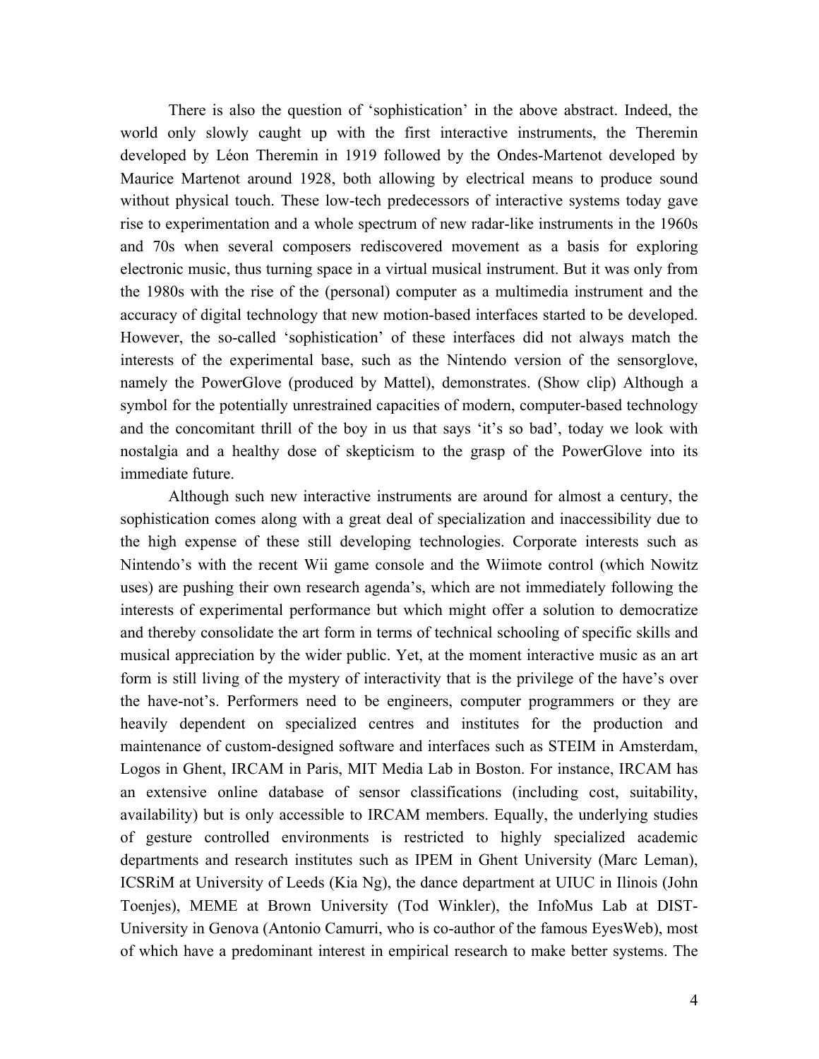There is also the question of 'sophistication' in the above abstract. Indeed, the world only slowly caught up with the first interactive instruments, the Theremin developed by Léon Theremin in 1919 followed by the Ondes-Martenot developed by Maurice Martenot around 1928, both allowing by electrical means to produce sound without physical touch. These low-tech predecessors of interactive systems today gave rise to experimentation and a whole spectrum of new radar-like instruments in the 1960s and 70s when several composers rediscovered movement as a basis for exploring electronic music, thus turning space in a virtual musical instrument. But it was only from the 1980s with the rise of the (personal) computer as a multimedia instrument and the accuracy of digital technology that new motion-based interfaces started to be developed. However, the so-called 'sophistication' of these interfaces did not always match the interests of the experimental base, such as the Nintendo version of the sensorglove, namely the PowerGlove (produced by Mattel), demonstrates. (Show clip) Although a symbol for the potentially unrestrained capacities of modern, computer-based technology and the concomitant thrill of the boy in us that says 'it's so bad', today we look with nostalgia and a healthy dose of skepticism to the grasp of the PowerGlove into its immediate future.

Although such new interactive instruments are around for almost a century, the sophistication comes along with a great deal of specialization and inaccessibility due to the high expense of these still developing technologies. Corporate interests such as Nintendo's with the recent Wii game console and the Wiimote control (which Nowitz uses) are pushing their own research agenda's, which are not immediately following the interests of experimental performance but which might offer a solution to democratize and thereby consolidate the art form in terms of technical schooling of specific skills and musical appreciation by the wider public. Yet, at the moment interactive music as an art form is still living of the mystery of interactivity that is the privilege of the have's over the have-not's. Performers need to be engineers, computer programmers or they are heavily dependent on specialized centres and institutes for the production and maintenance of custom-designed software and interfaces such as STEIM in Amsterdam, Logos in Ghent, IRCAM in Paris, MIT Media Lab in Boston. For instance, IRCAM has an extensive online database of sensor classifications (including cost, suitability, availability) but is only accessible to IRCAM members. Equally, the underlying studies of gesture controlled environments is restricted to highly specialized academic departments and research institutes such as IPEM in Ghent University (Marc Leman), ICSRiM at University of Leeds (Kia Ng), the dance department at UIUC in Ilinois (John Toenjes), MEME at Brown University (Tod Winkler), the InfoMus Lab at DIST-University in Genova (Antonio Camurri, who is co-author of the famous EyesWeb), most of which have a predominant interest in empirical research to make better systems. The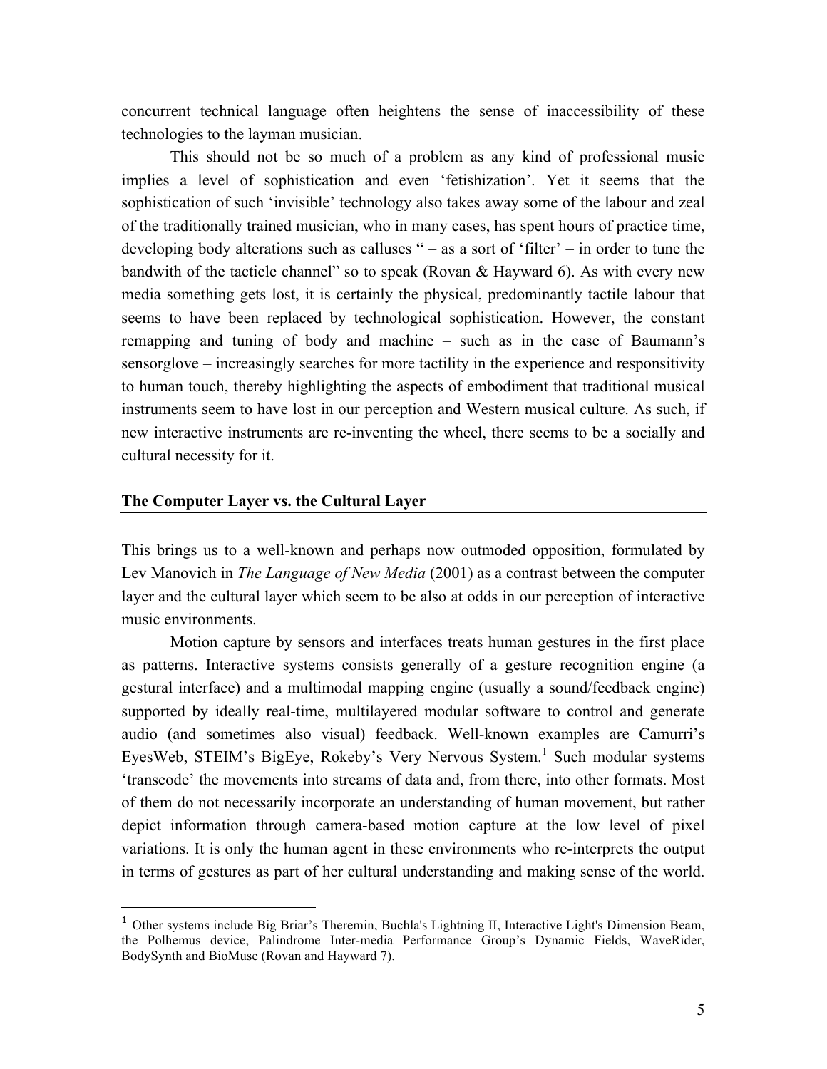concurrent technical language often heightens the sense of inaccessibility of these technologies to the layman musician.

This should not be so much of a problem as any kind of professional music implies a level of sophistication and even 'fetishization'. Yet it seems that the sophistication of such 'invisible' technology also takes away some of the labour and zeal of the traditionally trained musician, who in many cases, has spent hours of practice time, developing body alterations such as calluses " – as a sort of 'filter' – in order to tune the bandwith of the tacticle channel" so to speak (Rovan & Hayward 6). As with every new media something gets lost, it is certainly the physical, predominantly tactile labour that seems to have been replaced by technological sophistication. However, the constant remapping and tuning of body and machine – such as in the case of Baumann's sensorglove – increasingly searches for more tactility in the experience and responsitivity to human touch, thereby highlighting the aspects of embodiment that traditional musical instruments seem to have lost in our perception and Western musical culture. As such, if new interactive instruments are re-inventing the wheel, there seems to be a socially and cultural necessity for it.

## The Computer Layer vs. the Cultural Layer

This brings us to a well-known and perhaps now outmoded opposition, formulated by Lev Manovich in *The Language of New Media* (2001) as a contrast between the computer layer and the cultural layer which seem to be also at odds in our perception of interactive music environments.

Motion capture by sensors and interfaces treats human gestures in the first place as patterns. Interactive systems consists generally of a gesture recognition engine (a gestural interface) and a multimodal mapping engine (usually a sound/feedback engine) supported by ideally real-time, multilayered modular software to control and generate audio (and sometimes also visual) feedback. Well-known examples are Camurri's EyesWeb, STEIM's BigEye, Rokeby's Very Nervous System.[1] Such modular systems 'transcode' the movements into streams of data and, from there, into other formats. Most of them do not necessarily incorporate an understanding of human movement, but rather depict information through camera-based motion capture at the low level of pixel variations. It is only the human agent in these environments who re-interprets the output in terms of gestures as part of her cultural understanding and making sense of the world.

[1] Other systems include Big Briar's Theremin, Buchla's Lightning II, Interactive Light's Dimension Beam, the Polhemus device, Palindrome Inter-media Performance Group's Dynamic Fields, WaveRider, BodySynth and BioMuse (Rovan and Hayward 7).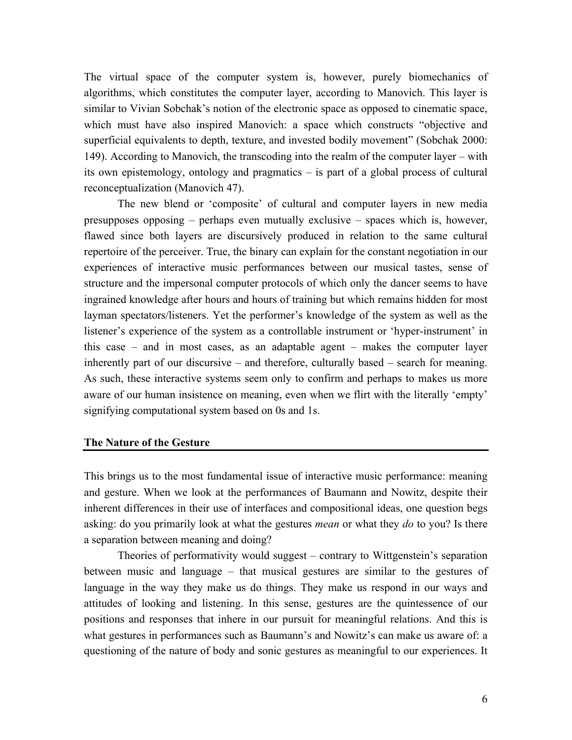The virtual space of the computer system is, however, purely biomechanics of algorithms, which constitutes the computer layer, according to Manovich. This layer is similar to Vivian Sobchak's notion of the electronic space as opposed to cinematic space, which must have also inspired Manovich: a space which constructs "objective and superficial equivalents to depth, texture, and invested bodily movement" (Sobchak 2000: 149). According to Manovich, the transcoding into the realm of the computer layer – with its own epistemology, ontology and pragmatics – is part of a global process of cultural reconceptualization (Manovich 47).

The new blend or 'composite' of cultural and computer layers in new media presupposes opposing – perhaps even mutually exclusive – spaces which is, however, flawed since both layers are discursively produced in relation to the same cultural repertoire of the perceiver. True, the binary can explain for the constant negotiation in our experiences of interactive music performances between our musical tastes, sense of structure and the impersonal computer protocols of which only the dancer seems to have ingrained knowledge after hours and hours of training but which remains hidden for most layman spectators/listeners. Yet the performer's knowledge of the system as well as the listener's experience of the system as a controllable instrument or 'hyper-instrument' in this case – and in most cases, as an adaptable agent – makes the computer layer inherently part of our discursive – and therefore, culturally based – search for meaning. As such, these interactive systems seem only to confirm and perhaps to makes us more aware of our human insistence on meaning, even when we flirt with the literally 'empty' signifying computational system based on 0s and 1s.

## The Nature of the Gesture

This brings us to the most fundamental issue of interactive music performance: meaning and gesture. When we look at the performances of Baumann and Nowitz, despite their inherent differences in their use of interfaces and compositional ideas, one question begs asking: do you primarily look at what the gestures *mean* or what they *do* to you? Is there a separation between meaning and doing?

Theories of performativity would suggest – contrary to Wittgenstein's separation between music and language – that musical gestures are similar to the gestures of language in the way they make us do things. They make us respond in our ways and attitudes of looking and listening. In this sense, gestures are the quintessence of our positions and responses that inhere in our pursuit for meaningful relations. And this is what gestures in performances such as Baumann's and Nowitz's can make us aware of: a questioning of the nature of body and sonic gestures as meaningful to our experiences. It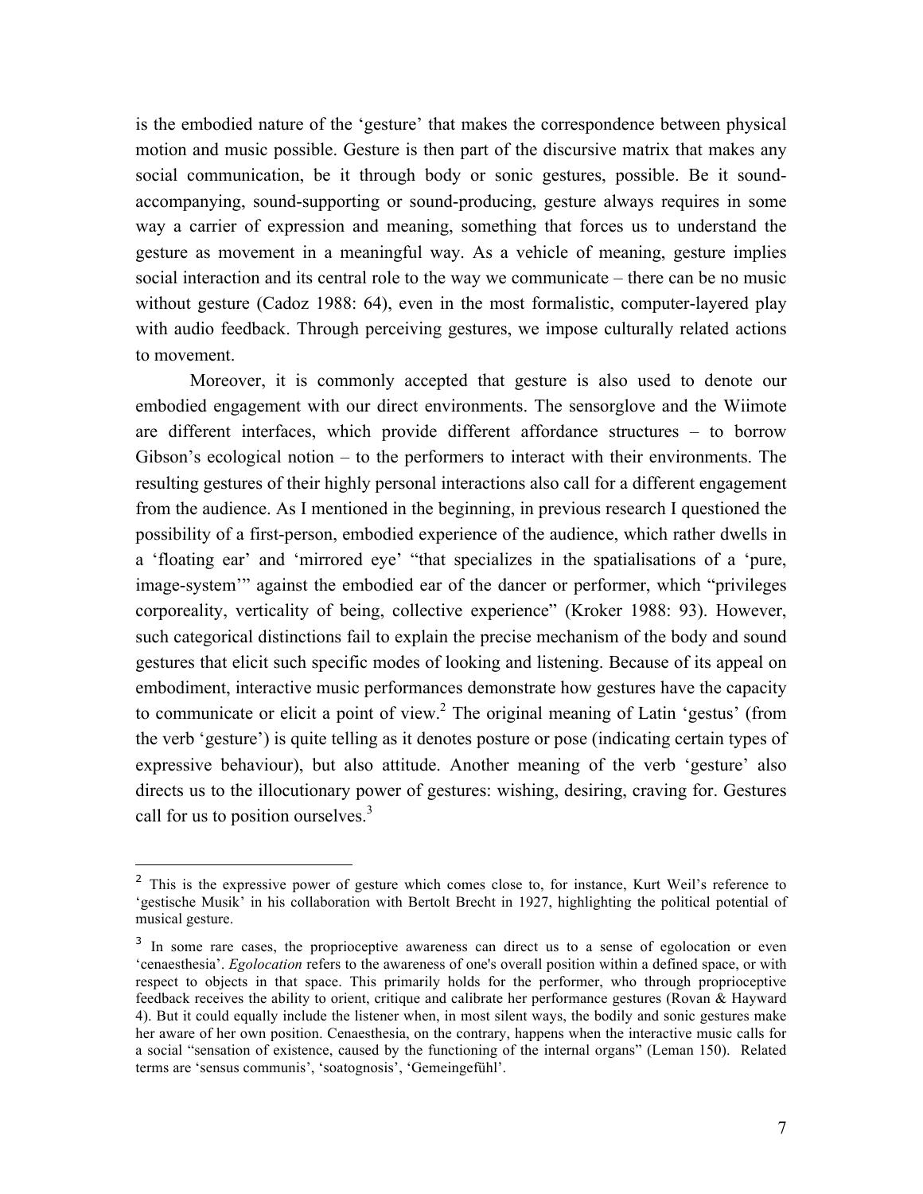is the embodied nature of the 'gesture' that makes the correspondence between physical motion and music possible. Gesture is then part of the discursive matrix that makes any social communication, be it through body or sonic gestures, possible. Be it sound-accompanying, sound-supporting or sound-producing, gesture always requires in some way a carrier of expression and meaning, something that forces us to understand the gesture as movement in a meaningful way. As a vehicle of meaning, gesture implies social interaction and its central role to the way we communicate – there can be no music without gesture (Cadoz 1988: 64), even in the most formalistic, computer-layered play with audio feedback. Through perceiving gestures, we impose culturally related actions to movement.

Moreover, it is commonly accepted that gesture is also used to denote our embodied engagement with our direct environments. The sensorglove and the Wiimote are different interfaces, which provide different affordance structures – to borrow Gibson's ecological notion – to the performers to interact with their environments. The resulting gestures of their highly personal interactions also call for a different engagement from the audience. As I mentioned in the beginning, in previous research I questioned the possibility of a first-person, embodied experience of the audience, which rather dwells in a 'floating ear' and 'mirrored eye' "that specializes in the spatialisations of a 'pure, image-system'" against the embodied ear of the dancer or performer, which "privileges corporeality, verticality of being, collective experience" (Kroker 1988: 93). However, such categorical distinctions fail to explain the precise mechanism of the body and sound gestures that elicit such specific modes of looking and listening. Because of its appeal on embodiment, interactive music performances demonstrate how gestures have the capacity to communicate or elicit a point of view.[2] The original meaning of Latin 'gestus' (from the verb 'gesture') is quite telling as it denotes posture or pose (indicating certain types of expressive behaviour), but also attitude. Another meaning of the verb 'gesture' also directs us to the illocutionary power of gestures: wishing, desiring, craving for. Gestures call for us to position ourselves.[3]

---

[2] This is the expressive power of gesture which comes close to, for instance, Kurt Weil's reference to 'gestische Musik' in his collaboration with Bertolt Brecht in 1927, highlighting the political potential of musical gesture.

[3] In some rare cases, the proprioceptive awareness can direct us to a sense of egolocation or even 'cenaesthesia'. *Egolocation* refers to the awareness of one's overall position within a defined space, or with respect to objects in that space. This primarily holds for the performer, who through proprioceptive feedback receives the ability to orient, critique and calibrate her performance gestures (Rovan & Hayward 4). But it could equally include the listener when, in most silent ways, the bodily and sonic gestures make her aware of her own position. Cenaesthesia, on the contrary, happens when the interactive music calls for a social "sensation of existence, caused by the functioning of the internal organs" (Leman 150). Related terms are 'sensus communis', 'soatognosis', 'Gemeingefühl'.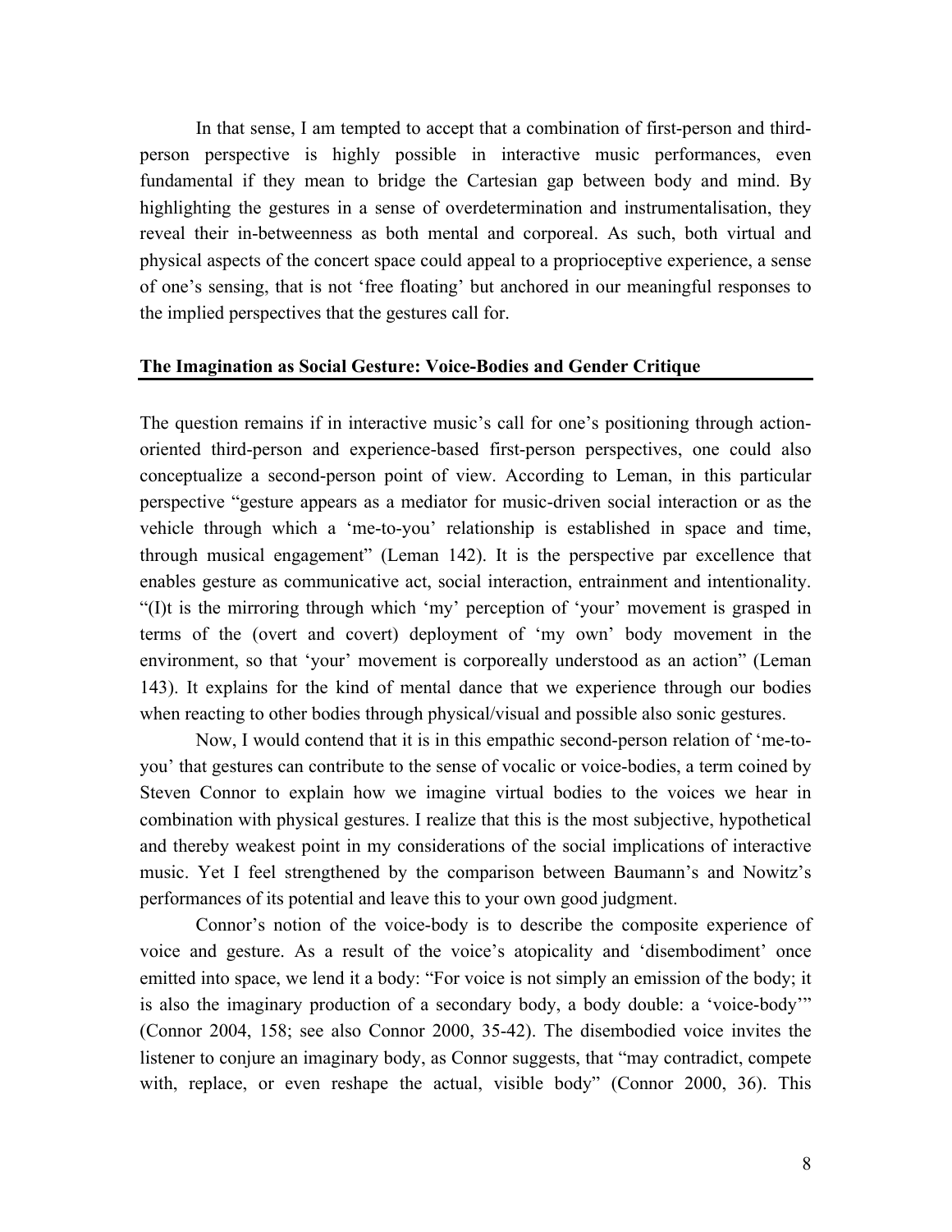In that sense, I am tempted to accept that a combination of first-person and third-person perspective is highly possible in interactive music performances, even fundamental if they mean to bridge the Cartesian gap between body and mind. By highlighting the gestures in a sense of overdetermination and instrumentalisation, they reveal their in-betweenness as both mental and corporeal. As such, both virtual and physical aspects of the concert space could appeal to a proprioceptive experience, a sense of one's sensing, that is not 'free floating' but anchored in our meaningful responses to the implied perspectives that the gestures call for.

## The Imagination as Social Gesture: Voice-Bodies and Gender Critique

The question remains if in interactive music's call for one's positioning through action-oriented third-person and experience-based first-person perspectives, one could also conceptualize a second-person point of view. According to Leman, in this particular perspective "gesture appears as a mediator for music-driven social interaction or as the vehicle through which a 'me-to-you' relationship is established in space and time, through musical engagement" (Leman 142). It is the perspective par excellence that enables gesture as communicative act, social interaction, entrainment and intentionality. "(I)t is the mirroring through which 'my' perception of 'your' movement is grasped in terms of the (overt and covert) deployment of 'my own' body movement in the environment, so that 'your' movement is corporeally understood as an action" (Leman 143). It explains for the kind of mental dance that we experience through our bodies when reacting to other bodies through physical/visual and possible also sonic gestures.

Now, I would contend that it is in this empathic second-person relation of 'me-to-you' that gestures can contribute to the sense of vocalic or voice-bodies, a term coined by Steven Connor to explain how we imagine virtual bodies to the voices we hear in combination with physical gestures. I realize that this is the most subjective, hypothetical and thereby weakest point in my considerations of the social implications of interactive music. Yet I feel strengthened by the comparison between Baumann's and Nowitz's performances of its potential and leave this to your own good judgment.

Connor's notion of the voice-body is to describe the composite experience of voice and gesture. As a result of the voice's atopicality and 'disembodiment' once emitted into space, we lend it a body: "For voice is not simply an emission of the body; it is also the imaginary production of a secondary body, a body double: a 'voice-body'" (Connor 2004, 158; see also Connor 2000, 35-42). The disembodied voice invites the listener to conjure an imaginary body, as Connor suggests, that "may contradict, compete with, replace, or even reshape the actual, visible body" (Connor 2000, 36). This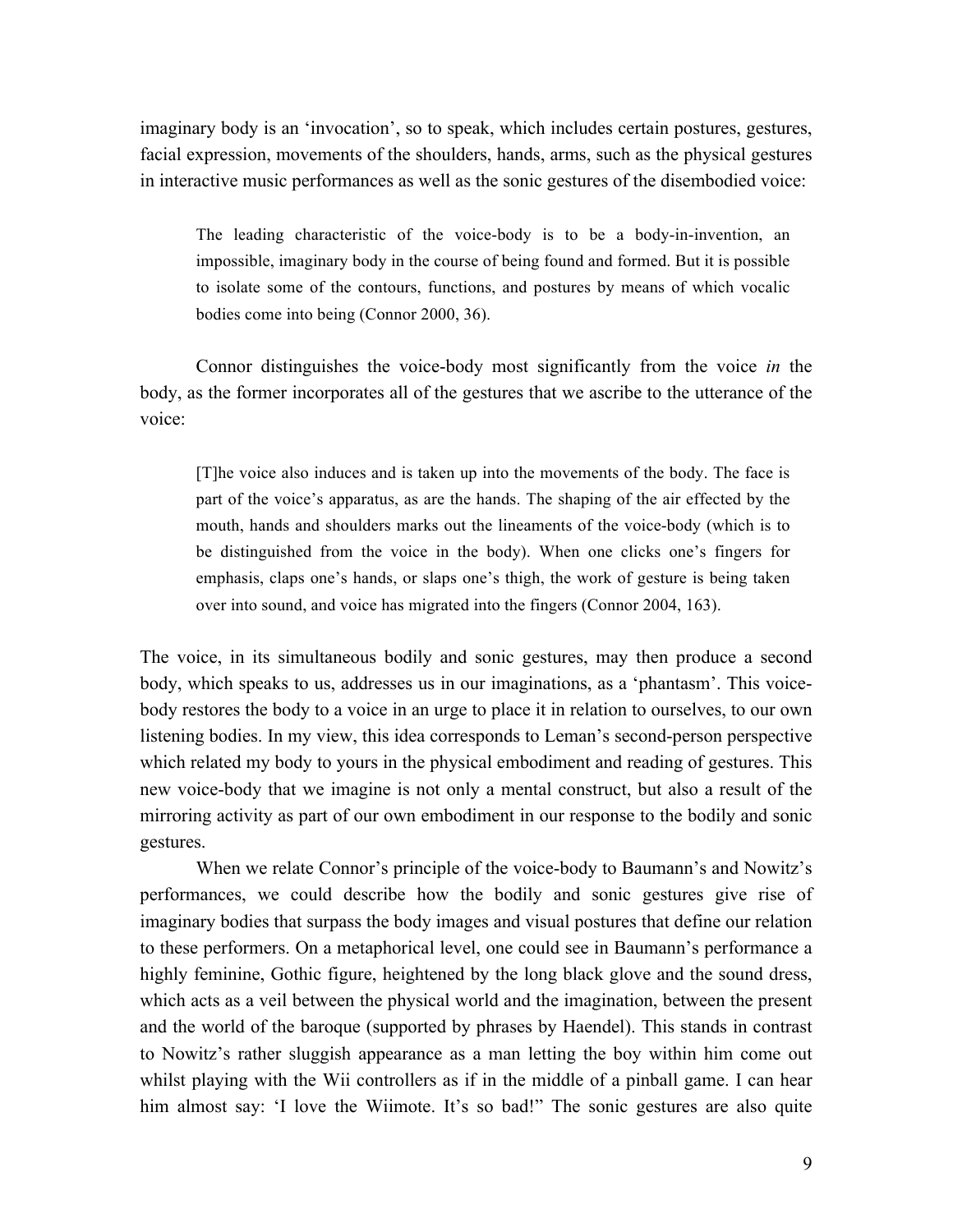imaginary body is an 'invocation', so to speak, which includes certain postures, gestures, facial expression, movements of the shoulders, hands, arms, such as the physical gestures in interactive music performances as well as the sonic gestures of the disembodied voice:

> The leading characteristic of the voice-body is to be a body-in-invention, an impossible, imaginary body in the course of being found and formed. But it is possible to isolate some of the contours, functions, and postures by means of which vocalic bodies come into being (Connor 2000, 36).

Connor distinguishes the voice-body most significantly from the voice *in* the body, as the former incorporates all of the gestures that we ascribe to the utterance of the voice:

> [T]he voice also induces and is taken up into the movements of the body. The face is part of the voice's apparatus, as are the hands. The shaping of the air effected by the mouth, hands and shoulders marks out the lineaments of the voice-body (which is to be distinguished from the voice in the body). When one clicks one's fingers for emphasis, claps one's hands, or slaps one's thigh, the work of gesture is being taken over into sound, and voice has migrated into the fingers (Connor 2004, 163).

The voice, in its simultaneous bodily and sonic gestures, may then produce a second body, which speaks to us, addresses us in our imaginations, as a 'phantasm'. This voice-body restores the body to a voice in an urge to place it in relation to ourselves, to our own listening bodies. In my view, this idea corresponds to Leman's second-person perspective which related my body to yours in the physical embodiment and reading of gestures. This new voice-body that we imagine is not only a mental construct, but also a result of the mirroring activity as part of our own embodiment in our response to the bodily and sonic gestures.

When we relate Connor's principle of the voice-body to Baumann's and Nowitz's performances, we could describe how the bodily and sonic gestures give rise of imaginary bodies that surpass the body images and visual postures that define our relation to these performers. On a metaphorical level, one could see in Baumann's performance a highly feminine, Gothic figure, heightened by the long black glove and the sound dress, which acts as a veil between the physical world and the imagination, between the present and the world of the baroque (supported by phrases by Haendel). This stands in contrast to Nowitz's rather sluggish appearance as a man letting the boy within him come out whilst playing with the Wii controllers as if in the middle of a pinball game. I can hear him almost say: 'I love the Wiimote. It's so bad!" The sonic gestures are also quite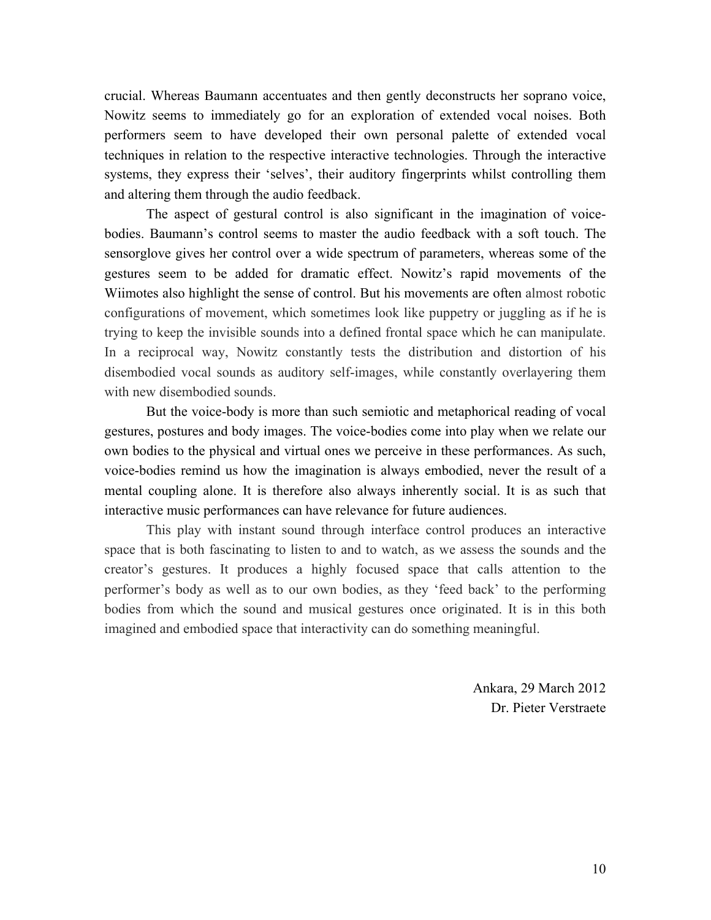crucial. Whereas Baumann accentuates and then gently deconstructs her soprano voice, Nowitz seems to immediately go for an exploration of extended vocal noises. Both performers seem to have developed their own personal palette of extended vocal techniques in relation to the respective interactive technologies. Through the interactive systems, they express their 'selves', their auditory fingerprints whilst controlling them and altering them through the audio feedback.

The aspect of gestural control is also significant in the imagination of voice-bodies. Baumann's control seems to master the audio feedback with a soft touch. The sensorglove gives her control over a wide spectrum of parameters, whereas some of the gestures seem to be added for dramatic effect. Nowitz's rapid movements of the Wiimotes also highlight the sense of control. But his movements are often almost robotic configurations of movement, which sometimes look like puppetry or juggling as if he is trying to keep the invisible sounds into a defined frontal space which he can manipulate. In a reciprocal way, Nowitz constantly tests the distribution and distortion of his disembodied vocal sounds as auditory self-images, while constantly overlayering them with new disembodied sounds.

But the voice-body is more than such semiotic and metaphorical reading of vocal gestures, postures and body images. The voice-bodies come into play when we relate our own bodies to the physical and virtual ones we perceive in these performances. As such, voice-bodies remind us how the imagination is always embodied, never the result of a mental coupling alone. It is therefore also always inherently social. It is as such that interactive music performances can have relevance for future audiences.

This play with instant sound through interface control produces an interactive space that is both fascinating to listen to and to watch, as we assess the sounds and the creator's gestures. It produces a highly focused space that calls attention to the performer's body as well as to our own bodies, as they 'feed back' to the performing bodies from which the sound and musical gestures once originated. It is in this both imagined and embodied space that interactivity can do something meaningful.

Ankara, 29 March 2012
Dr. Pieter Verstraete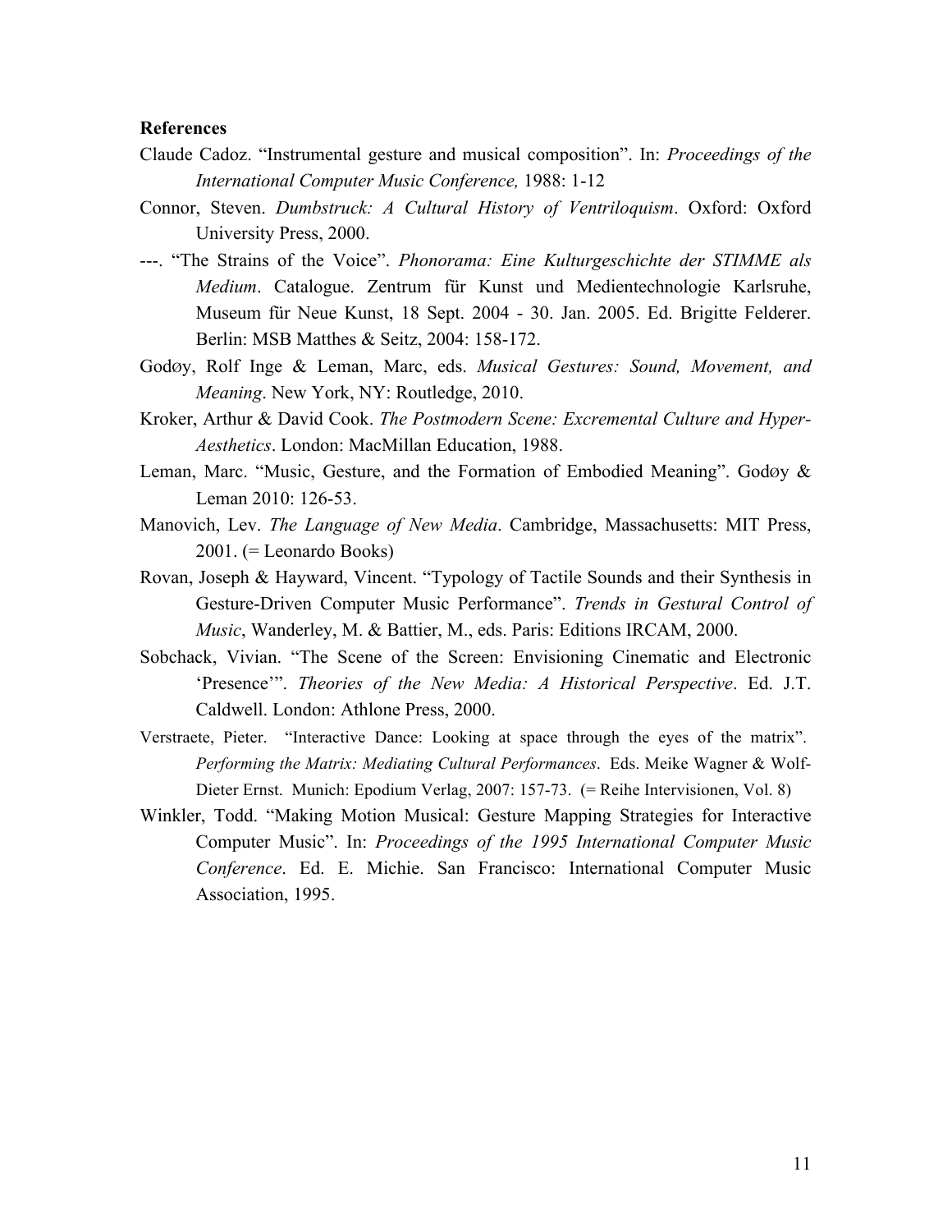**References**

Claude Cadoz. "Instrumental gesture and musical composition". In: *Proceedings of the International Computer Music Conference,* 1988: 1-12

Connor, Steven. *Dumbstruck: A Cultural History of Ventriloquism*. Oxford: Oxford University Press, 2000.

---. "The Strains of the Voice". *Phonorama: Eine Kulturgeschichte der STIMME als Medium*. Catalogue. Zentrum für Kunst und Medientechnologie Karlsruhe, Museum für Neue Kunst, 18 Sept. 2004 - 30. Jan. 2005. Ed. Brigitte Felderer. Berlin: MSB Matthes & Seitz, 2004: 158-172.

Godøy, Rolf Inge & Leman, Marc, eds. *Musical Gestures: Sound, Movement, and Meaning*. New York, NY: Routledge, 2010.

Kroker, Arthur & David Cook. *The Postmodern Scene: Excremental Culture and Hyper-Aesthetics*. London: MacMillan Education, 1988.

Leman, Marc. "Music, Gesture, and the Formation of Embodied Meaning". Godøy & Leman 2010: 126-53.

Manovich, Lev. *The Language of New Media*. Cambridge, Massachusetts: MIT Press, 2001. (= Leonardo Books)

Rovan, Joseph & Hayward, Vincent. "Typology of Tactile Sounds and their Synthesis in Gesture-Driven Computer Music Performance". *Trends in Gestural Control of Music*, Wanderley, M. & Battier, M., eds. Paris: Editions IRCAM, 2000.

Sobchack, Vivian. "The Scene of the Screen: Envisioning Cinematic and Electronic 'Presence'". *Theories of the New Media: A Historical Perspective*. Ed. J.T. Caldwell. London: Athlone Press, 2000.

Verstraete, Pieter. "Interactive Dance: Looking at space through the eyes of the matrix". *Performing the Matrix: Mediating Cultural Performances*. Eds. Meike Wagner & Wolf-Dieter Ernst. Munich: Epodium Verlag, 2007: 157-73. (= Reihe Intervisionen, Vol. 8)

Winkler, Todd. "Making Motion Musical: Gesture Mapping Strategies for Interactive Computer Music". In: *Proceedings of the 1995 International Computer Music Conference*. Ed. E. Michie. San Francisco: International Computer Music Association, 1995.